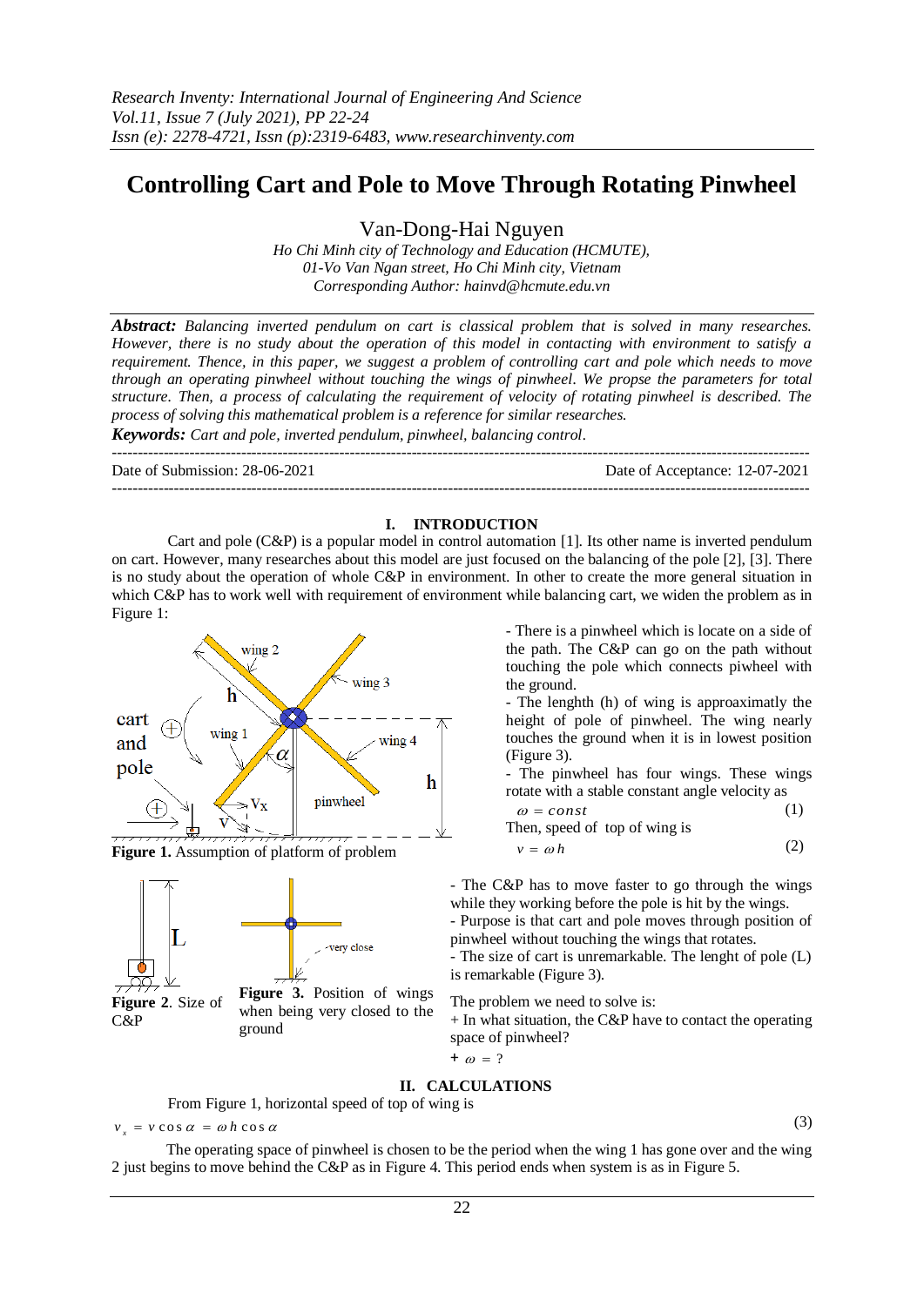# Controlling Cart and Pole to Move Through Rotating Pinwheel

Van-Dong-Hai Nguyen

*Ho Chi Minh city of Technology and Education (HCMUTE),*
*01-Vo Van Ngan street, Ho Chi Minh city, Vietnam*
*Corresponding Author: hainvd@hcmute.edu.vn*

***Abstract:*** *Balancing inverted pendulum on cart is classical problem that is solved in many researches. However, there is no study about the operation of this model in contacting with environment to satisfy a requirement. Thence, in this paper, we suggest a problem of controlling cart and pole which needs to move through an operating pinwheel without touching the wings of pinwheel. We propse the parameters for total structure. Then, a process of calculating the requirement of velocity of rotating pinwheel is described. The process of solving this mathematical problem is a reference for similar researches.*

***Keywords:*** *Cart and pole, inverted pendulum, pinwheel, balancing control.*

---

Date of Submission: 28-06-2021 — Date of Acceptance: 12-07-2021

---

## I. INTRODUCTION

Cart and pole (C&P) is a popular model in control automation [1]. Its other name is inverted pendulum on cart. However, many researches about this model are just focused on the balancing of the pole [2], [3]. There is no study about the operation of whole C&P in environment. In other to create the more general situation in which C&P has to work well with requirement of environment while balancing cart, we widen the problem as in Figure 1:

**Figure 1.** Assumption of platform of problem

- There is a pinwheel which is locate on a side of the path. The C&P can go on the path without touching the pole which connects piwheel with the ground.
- The lenghth (h) of wing is approaximatly the height of pole of pinwheel. The wing nearly touches the ground when it is in lowest position (Figure 3).
- The pinwheel has four wings. These wings rotate with a stable constant angle velocity as

$$\omega = const \tag{1}$$

Then, speed of top of wing is

$$v = \omega h \tag{2}$$

**Figure 2**. Size of C&P

**Figure 3.** Position of wings when being very closed to the ground

- The C&P has to move faster to go through the wings while they working before the pole is hit by the wings.
- Purpose is that cart and pole moves through position of pinwheel without touching the wings that rotates.
- The size of cart is unremarkable. The lenght of pole (L) is remarkable (Figure 3).

The problem we need to solve is:

+ In what situation, the C&P have to contact the operating space of pinwheel?

+ $\omega = ?$

## II. CALCULATIONS

From Figure 1, horizontal speed of top of wing is

$$v_x = v\cos\alpha = \omega h \cos\alpha \tag{3}$$

The operating space of pinwheel is chosen to be the period when the wing 1 has gone over and the wing 2 just begins to move behind the C&P as in Figure 4. This period ends when system is as in Figure 5.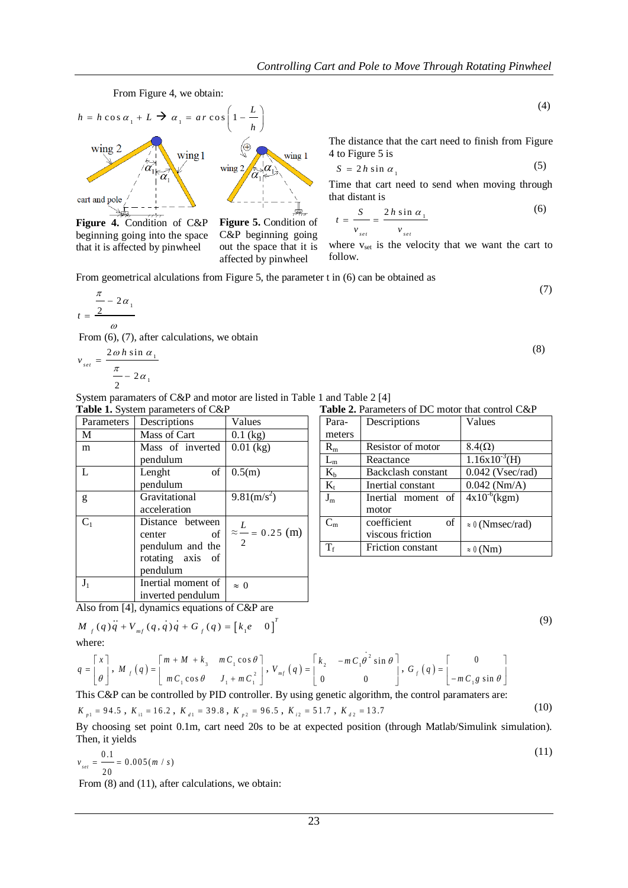From Figure 4, we obtain:

$$h = h\cos\alpha_1 + L \rightarrow \alpha_1 = ar\cos\left(1 - \frac{L}{h}\right) \quad (4)$$

**Figure 4.** Condition of C&P beginning going into the space that it is affected by pinwheel

**Figure 5.** Condition of C&P beginning going out the space that it is affected by pinwheel

The distance that the cart need to finish from Figure 4 to Figure 5 is

$$S = 2h\sin\alpha_1 \quad (5)$$

Time that cart need to send when moving through that distant is

$$t = \frac{S}{v_{set}} = \frac{2h\sin\alpha_1}{v_{set}} \quad (6)$$

where $v_{set}$ is the velocity that we want the cart to follow.

From geometrical alculations from Figure 5, the parameter t in (6) can be obtained as

$$t = \frac{\frac{\pi}{2} - 2\alpha_1}{\omega} \quad (7)$$

From (6), (7), after calculations, we obtain

$$v_{set} = \frac{2\omega h\sin\alpha_1}{\frac{\pi}{2} - 2\alpha_1} \quad (8)$$

System paramaters of C&P and motor are listed in Table 1 and Table 2 [4]

**Table 1.** System parameters of C&P

| Parameters | Descriptions | Values |
|---|---|---|
| M | Mass of Cart | 0.1 (kg) |
| m | Mass of inverted pendulum | 0.01 (kg) |
| L | Lenght of pendulum | 0.5(m) |
| g | Gravitational acceleration | 9.81(m/s$^2$) |
| $C_1$ | Distance between center of pendulum and the rotating axis of pendulum | $\approx \frac{L}{2} = 0.25$ (m) |
| $J_1$ | Inertial moment of inverted pendulum | $\approx 0$ |

**Table 2.** Parameters of DC motor that control C&P

| Para-meters | Descriptions | Values |
|---|---|---|
| $R_m$ | Resistor of motor | 8.4(Ω) |
| $L_m$ | Reactance | 1.16x10$^{-3}$(H) |
| $K_b$ | Backclash constant | 0.042 (Vsec/rad) |
| $K_t$ | Inertial constant | 0.042 (Nm/A) |
| $J_m$ | Inertial moment of motor | 4x10$^{-6}$(kgm) |
| $C_m$ | coefficient of viscous friction | $\approx 0$ (Nmsec/rad) |
| $T_f$ | Friction constant | $\approx 0$ (Nm) |

Also from [4], dynamics equations of C&P are

$$M_f(q)\ddot{q} + V_{mf}(q,\dot{q})\dot{q} + G_f(q) = \begin{bmatrix} k_1 e & 0 \end{bmatrix}^T \quad (9)$$

where:

$$q = \begin{bmatrix} x \\ \theta \end{bmatrix},\ M_f(q) = \begin{bmatrix} m + M + k_3 & mC_1\cos\theta \\ mC_1\cos\theta & J_1 + mC_1^2 \end{bmatrix},\ V_{mf}(q) = \begin{bmatrix} k_2 & -mC_1\dot{\theta}^2\sin\theta \\ 0 & 0 \end{bmatrix},\ G_f(q) = \begin{bmatrix} 0 \\ -mC_1 g\sin\theta \end{bmatrix}$$

This C&P can be controlled by PID controller. By using genetic algorithm, the control paramaters are:

$$K_{p1} = 94.5,\ K_{i1} = 16.2,\ K_{d1} = 39.8,\ K_{p2} = 96.5,\ K_{i2} = 51.7,\ K_{d2} = 13.7 \quad (10)$$

By choosing set point 0.1m, cart need 20s to be at expected position (through Matlab/Simulink simulation). Then, it yields

$$v_{set} = \frac{0.1}{20} = 0.005(m/s) \quad (11)$$

From (8) and (11), after calculations, we obtain: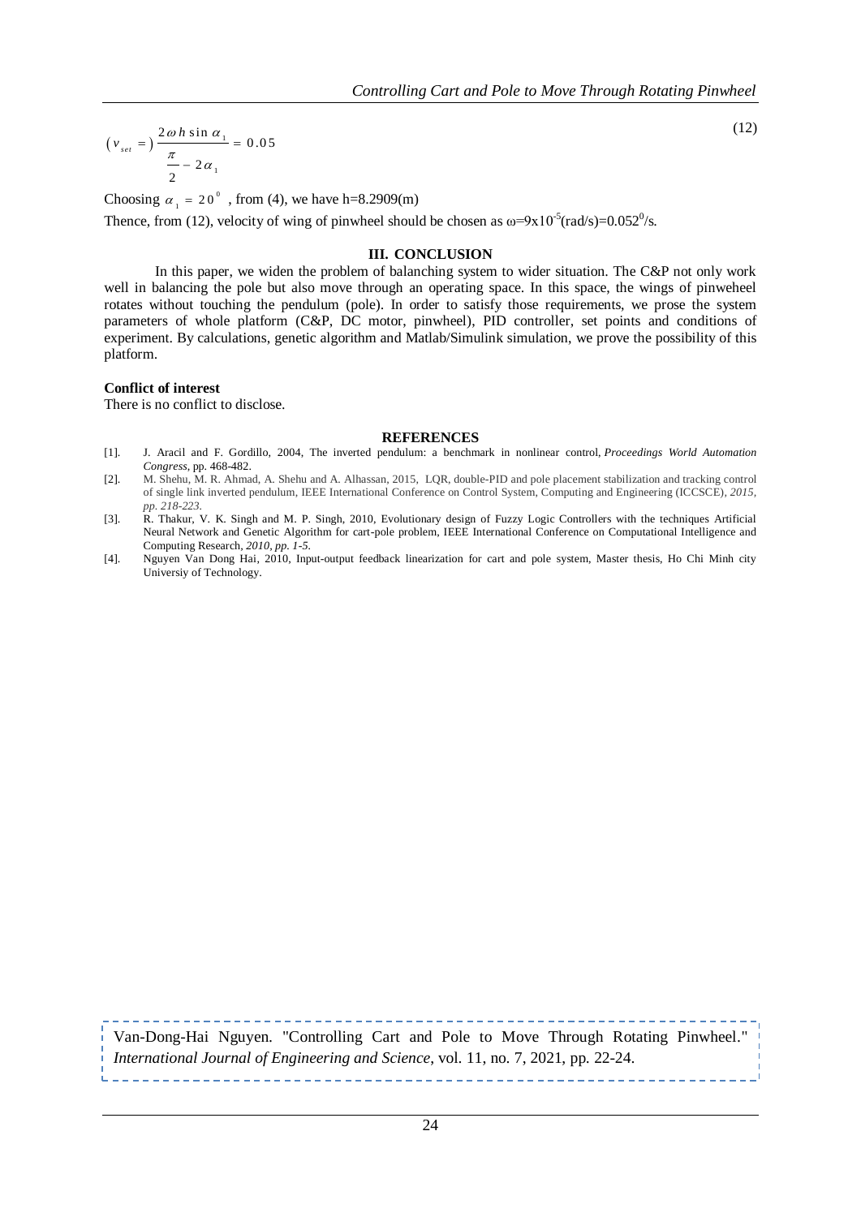$$\left(v_{set} =\right) \frac{2 \omega h \sin \alpha_1}{\frac{\pi}{2} - 2\alpha_1} = 0.05 \tag{12}$$

Choosing $\alpha_1 = 20^0$ , from (4), we have h=8.2909(m)

Thence, from (12), velocity of wing of pinwheel should be chosen as $\omega=9x10^{-5}$(rad/s)=$0.052^0$/s.

## III. CONCLUSION

In this paper, we widen the problem of balanching system to wider situation. The C&P not only work well in balancing the pole but also move through an operating space. In this space, the wings of pinweheel rotates without touching the pendulum (pole). In order to satisfy those requirements, we prose the system parameters of whole platform (C&P, DC motor, pinwheel), PID controller, set points and conditions of experiment. By calculations, genetic algorithm and Matlab/Simulink simulation, we prove the possibility of this platform.

**Conflict of interest**

There is no conflict to disclose.

## REFERENCES

[1]. J. Aracil and F. Gordillo, 2004, The inverted pendulum: a benchmark in nonlinear control, *Proceedings World Automation Congress*, pp. 468-482.

[2]. M. Shehu, M. R. Ahmad, A. Shehu and A. Alhassan, 2015, LQR, double-PID and pole placement stabilization and tracking control of single link inverted pendulum, IEEE International Conference on Control System, Computing and Engineering (ICCSCE), *2015, pp. 218-223.*

[3]. R. Thakur, V. K. Singh and M. P. Singh, 2010, Evolutionary design of Fuzzy Logic Controllers with the techniques Artificial Neural Network and Genetic Algorithm for cart-pole problem, IEEE International Conference on Computational Intelligence and Computing Research, *2010, pp. 1-5.*

[4]. Nguyen Van Dong Hai, 2010, Input-output feedback linearization for cart and pole system, Master thesis, Ho Chi Minh city Universiy of Technology.

Van-Dong-Hai Nguyen. "Controlling Cart and Pole to Move Through Rotating Pinwheel." *International Journal of Engineering and Science*, vol. 11, no. 7, 2021, pp. 22-24.